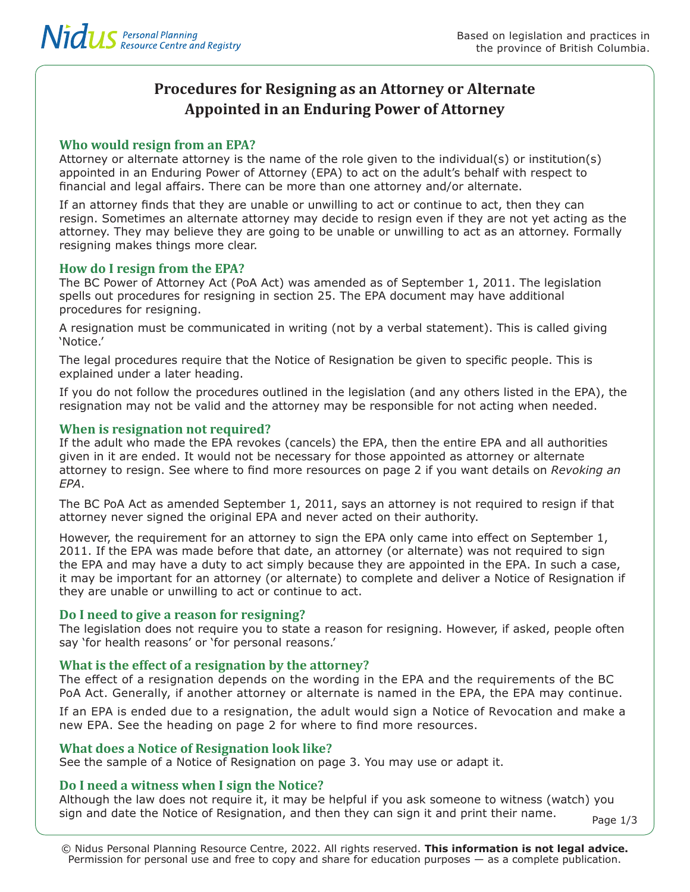Nidus Personal Planning Resource Centre and Registry

Based on legislation and practices in the province of British Columbia.

# Procedures for Resigning as an Attorney or Alternate Appointed in an Enduring Power of Attorney

## Who would resign from an EPA?

Attorney or alternate attorney is the name of the role given to the individual(s) or institution(s) appointed in an Enduring Power of Attorney (EPA) to act on the adult's behalf with respect to financial and legal affairs. There can be more than one attorney and/or alternate.

If an attorney finds that they are unable or unwilling to act or continue to act, then they can resign. Sometimes an alternate attorney may decide to resign even if they are not yet acting as the attorney. They may believe they are going to be unable or unwilling to act as an attorney. Formally resigning makes things more clear.

## How do I resign from the EPA?

The BC Power of Attorney Act (PoA Act) was amended as of September 1, 2011. The legislation spells out procedures for resigning in section 25. The EPA document may have additional procedures for resigning.

A resignation must be communicated in writing (not by a verbal statement). This is called giving 'Notice.'

The legal procedures require that the Notice of Resignation be given to specific people. This is explained under a later heading.

If you do not follow the procedures outlined in the legislation (and any others listed in the EPA), the resignation may not be valid and the attorney may be responsible for not acting when needed.

## When is resignation not required?

If the adult who made the EPA revokes (cancels) the EPA, then the entire EPA and all authorities given in it are ended. It would not be necessary for those appointed as attorney or alternate attorney to resign. See where to find more resources on page 2 if you want details on *Revoking an EPA*.

The BC PoA Act as amended September 1, 2011, says an attorney is not required to resign if that attorney never signed the original EPA and never acted on their authority.

However, the requirement for an attorney to sign the EPA only came into effect on September 1, 2011. If the EPA was made before that date, an attorney (or alternate) was not required to sign the EPA and may have a duty to act simply because they are appointed in the EPA. In such a case, it may be important for an attorney (or alternate) to complete and deliver a Notice of Resignation if they are unable or unwilling to act or continue to act.

## Do I need to give a reason for resigning?

The legislation does not require you to state a reason for resigning. However, if asked, people often say 'for health reasons' or 'for personal reasons.'

## What is the effect of a resignation by the attorney?

The effect of a resignation depends on the wording in the EPA and the requirements of the BC PoA Act. Generally, if another attorney or alternate is named in the EPA, the EPA may continue.

If an EPA is ended due to a resignation, the adult would sign a Notice of Revocation and make a new EPA. See the heading on page 2 for where to find more resources.

## What does a Notice of Resignation look like?

See the sample of a Notice of Resignation on page 3. You may use or adapt it.

## Do I need a witness when I sign the Notice?

Although the law does not require it, it may be helpful if you ask someone to witness (watch) you sign and date the Notice of Resignation, and then they can sign it and print their name.

© Nidus Personal Planning Resource Centre, 2022. All rights reserved. **This information is not legal advice.** Permission for personal use and free to copy and share for education purposes — as a complete publication.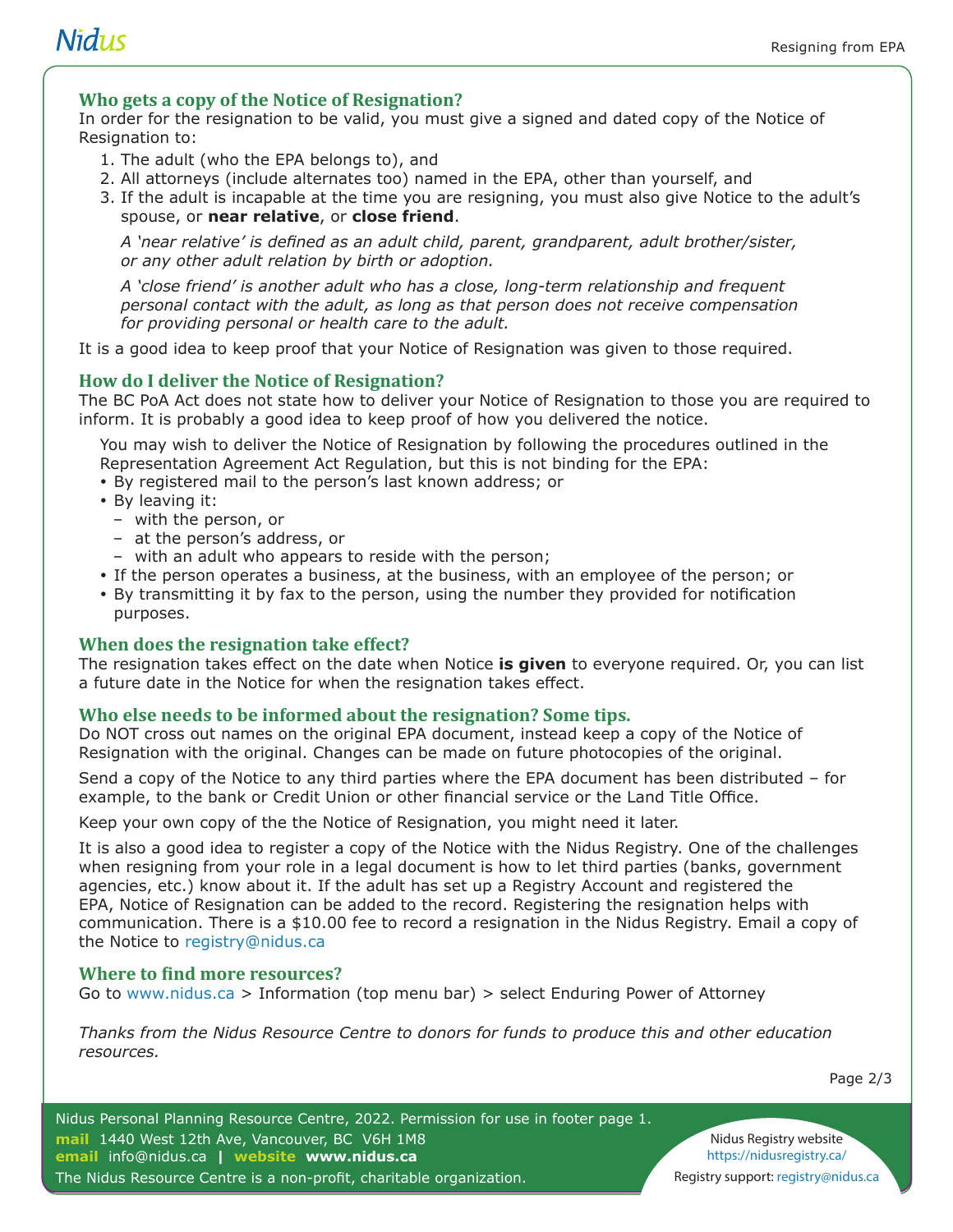## Who gets a copy of the Notice of Resignation?

In order for the resignation to be valid, you must give a signed and dated copy of the Notice of Resignation to:

1. The adult (who the EPA belongs to), and
2. All attorneys (include alternates too) named in the EPA, other than yourself, and
3. If the adult is incapable at the time you are resigning, you must also give Notice to the adult's spouse, or **near relative**, or **close friend**.

   *A 'near relative' is defined as an adult child, parent, grandparent, adult brother/sister, or any other adult relation by birth or adoption.*

   *A 'close friend' is another adult who has a close, long-term relationship and frequent personal contact with the adult, as long as that person does not receive compensation for providing personal or health care to the adult.*

It is a good idea to keep proof that your Notice of Resignation was given to those required.

## How do I deliver the Notice of Resignation?

The BC PoA Act does not state how to deliver your Notice of Resignation to those you are required to inform. It is probably a good idea to keep proof of how you delivered the notice.

You may wish to deliver the Notice of Resignation by following the procedures outlined in the Representation Agreement Act Regulation, but this is not binding for the EPA:

- By registered mail to the person's last known address; or
- By leaving it:
  - with the person, or
  - at the person's address, or
  - with an adult who appears to reside with the person;
- If the person operates a business, at the business, with an employee of the person; or
- By transmitting it by fax to the person, using the number they provided for notification purposes.

## When does the resignation take effect?

The resignation takes effect on the date when Notice **is given** to everyone required. Or, you can list a future date in the Notice for when the resignation takes effect.

## Who else needs to be informed about the resignation? Some tips.

Do NOT cross out names on the original EPA document, instead keep a copy of the Notice of Resignation with the original. Changes can be made on future photocopies of the original.

Send a copy of the Notice to any third parties where the EPA document has been distributed – for example, to the bank or Credit Union or other financial service or the Land Title Office.

Keep your own copy of the the Notice of Resignation, you might need it later.

It is also a good idea to register a copy of the Notice with the Nidus Registry. One of the challenges when resigning from your role in a legal document is how to let third parties (banks, government agencies, etc.) know about it. If the adult has set up a Registry Account and registered the EPA, Notice of Resignation can be added to the record. Registering the resignation helps with communication. There is a $10.00 fee to record a resignation in the Nidus Registry. Email a copy of the Notice to registry@nidus.ca

## Where to find more resources?

Go to www.nidus.ca > Information (top menu bar) > select Enduring Power of Attorney

*Thanks from the Nidus Resource Centre to donors for funds to produce this and other education resources.*

Nidus Personal Planning Resource Centre, 2022. Permission for use in footer page 1.
**mail** 1440 West 12th Ave, Vancouver, BC V6H 1M8
**email** info@nidus.ca | **website** **www.nidus.ca**
The Nidus Resource Centre is a non-profit, charitable organization.

Nidus Registry website https://nidusregistry.ca/
Registry support: registry@nidus.ca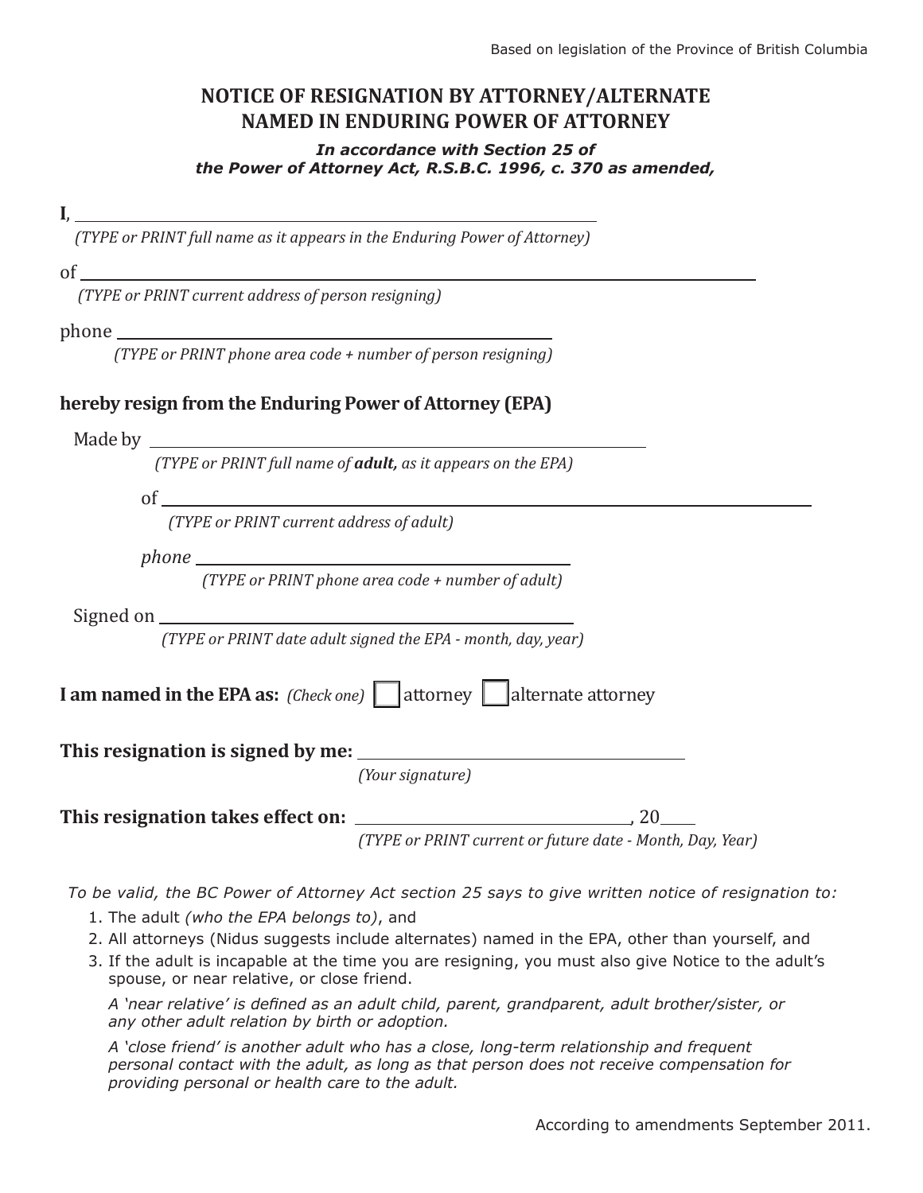Based on legislation of the Province of British Columbia

# NOTICE OF RESIGNATION BY ATTORNEY/ALTERNATE NAMED IN ENDURING POWER OF ATTORNEY

***In accordance with Section 25 of the Power of Attorney Act, R.S.B.C. 1996, c. 370 as amended,***

**I**, ______________________________________________
*(TYPE or PRINT full name as it appears in the Enduring Power of Attorney)*

of ______________________________________________________________
*(TYPE or PRINT current address of person resigning)*

phone ____________________________________
*(TYPE or PRINT phone area code + number of person resigning)*

**hereby resign from the Enduring Power of Attorney (EPA)**

Made by ______________________________________
*(TYPE or PRINT full name of **adult,** as it appears on the EPA)*

of ______________________________________________________________
*(TYPE or PRINT current address of adult)*

*phone* ______________________________
*(TYPE or PRINT phone area code + number of adult)*

Signed on ____________________________________
*(TYPE or PRINT date adult signed the EPA - month, day, year)*

**I am named in the EPA as:** *(Check one)* ☐ attorney ☐ alternate attorney

**This resignation is signed by me:** ______________________________
*(Your signature)*

**This resignation takes effect on:** ________________________, 20____
*(TYPE or PRINT current or future date - Month, Day, Year)*

*To be valid, the BC Power of Attorney Act section 25 says to give written notice of resignation to:*

1. The adult *(who the EPA belongs to)*, and
2. All attorneys (Nidus suggests include alternates) named in the EPA, other than yourself, and
3. If the adult is incapable at the time you are resigning, you must also give Notice to the adult's spouse, or near relative, or close friend.

   *A 'near relative' is defined as an adult child, parent, grandparent, adult brother/sister, or any other adult relation by birth or adoption.*

   *A 'close friend' is another adult who has a close, long-term relationship and frequent personal contact with the adult, as long as that person does not receive compensation for providing personal or health care to the adult.*

According to amendments September 2011.